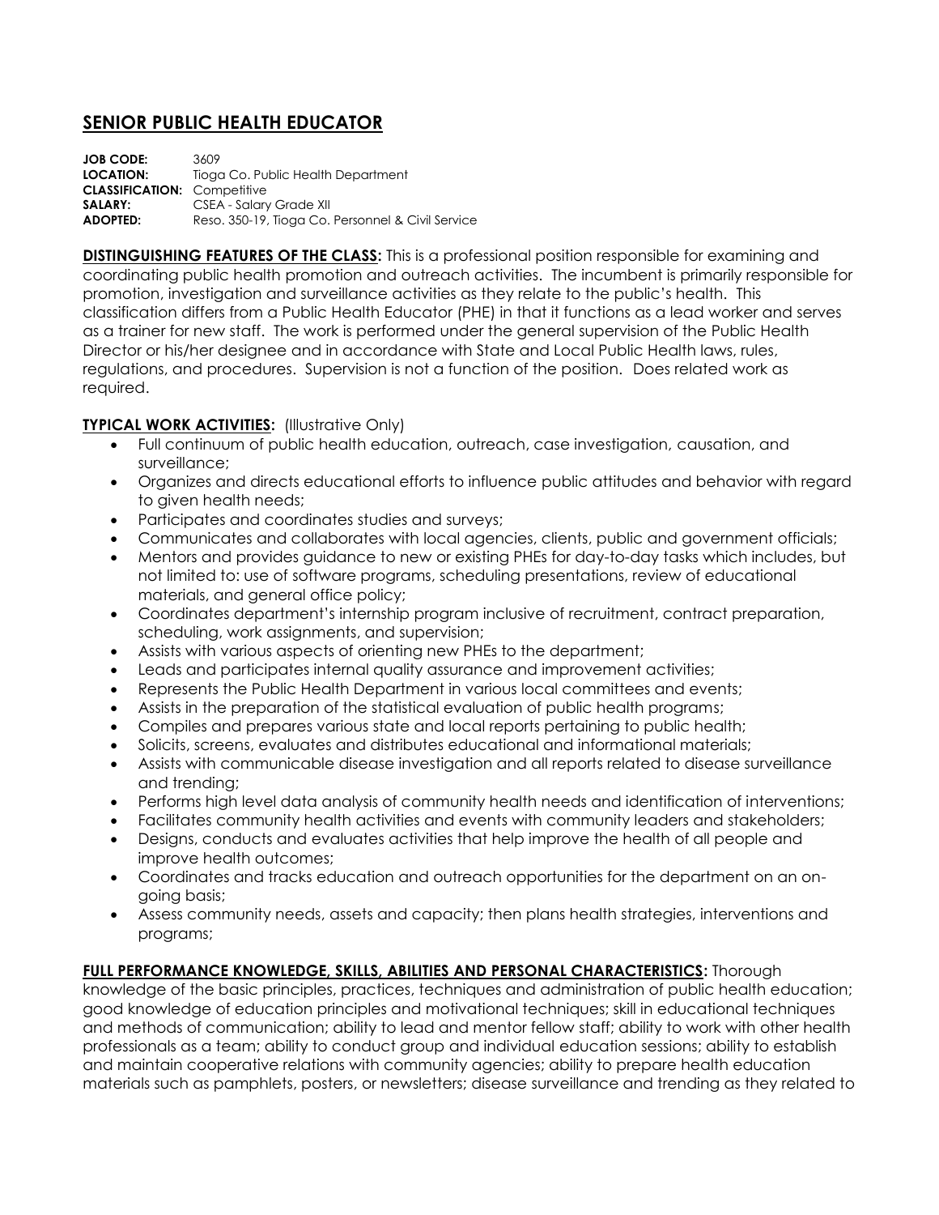# SENIOR PUBLIC HEALTH EDUCATOR

**JOB CODE:** 3609
**LOCATION:** Tioga Co. Public Health Department
**CLASSIFICATION:** Competitive
**SALARY:** CSEA - Salary Grade XII
**ADOPTED:** Reso. 350-19, Tioga Co. Personnel & Civil Service

**DISTINGUISHING FEATURES OF THE CLASS:** This is a professional position responsible for examining and coordinating public health promotion and outreach activities. The incumbent is primarily responsible for promotion, investigation and surveillance activities as they relate to the public's health. This classification differs from a Public Health Educator (PHE) in that it functions as a lead worker and serves as a trainer for new staff. The work is performed under the general supervision of the Public Health Director or his/her designee and in accordance with State and Local Public Health laws, rules, regulations, and procedures. Supervision is not a function of the position. Does related work as required.

**TYPICAL WORK ACTIVITIES:** (Illustrative Only)

- Full continuum of public health education, outreach, case investigation, causation, and surveillance;
- Organizes and directs educational efforts to influence public attitudes and behavior with regard to given health needs;
- Participates and coordinates studies and surveys;
- Communicates and collaborates with local agencies, clients, public and government officials;
- Mentors and provides guidance to new or existing PHEs for day-to-day tasks which includes, but not limited to: use of software programs, scheduling presentations, review of educational materials, and general office policy;
- Coordinates department's internship program inclusive of recruitment, contract preparation, scheduling, work assignments, and supervision;
- Assists with various aspects of orienting new PHEs to the department;
- Leads and participates internal quality assurance and improvement activities;
- Represents the Public Health Department in various local committees and events;
- Assists in the preparation of the statistical evaluation of public health programs;
- Compiles and prepares various state and local reports pertaining to public health;
- Solicits, screens, evaluates and distributes educational and informational materials;
- Assists with communicable disease investigation and all reports related to disease surveillance and trending;
- Performs high level data analysis of community health needs and identification of interventions;
- Facilitates community health activities and events with community leaders and stakeholders;
- Designs, conducts and evaluates activities that help improve the health of all people and improve health outcomes;
- Coordinates and tracks education and outreach opportunities for the department on an on-going basis;
- Assess community needs, assets and capacity; then plans health strategies, interventions and programs;

**FULL PERFORMANCE KNOWLEDGE, SKILLS, ABILITIES AND PERSONAL CHARACTERISTICS:** Thorough knowledge of the basic principles, practices, techniques and administration of public health education; good knowledge of education principles and motivational techniques; skill in educational techniques and methods of communication; ability to lead and mentor fellow staff; ability to work with other health professionals as a team; ability to conduct group and individual education sessions; ability to establish and maintain cooperative relations with community agencies; ability to prepare health education materials such as pamphlets, posters, or newsletters; disease surveillance and trending as they related to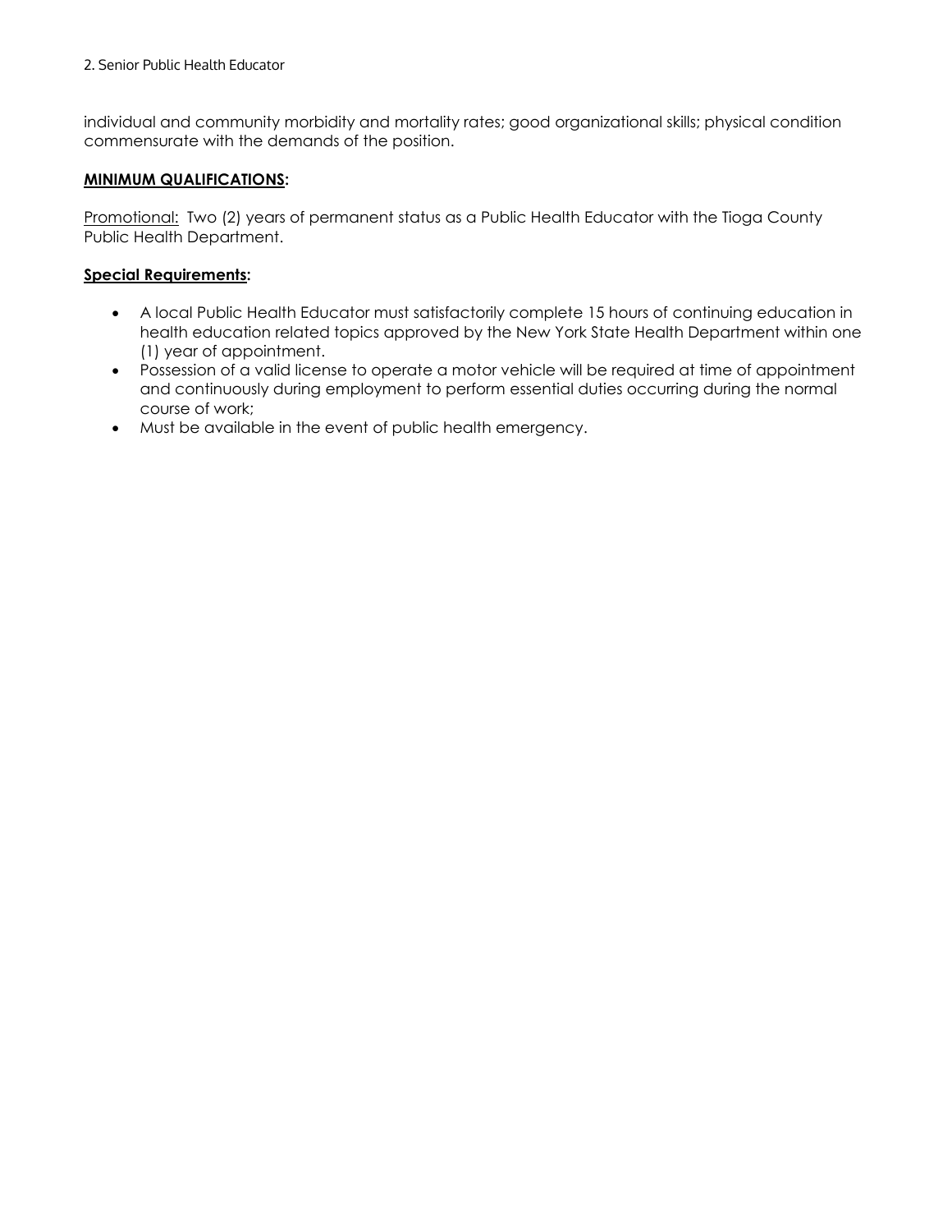individual and community morbidity and mortality rates; good organizational skills; physical condition commensurate with the demands of the position.

**MINIMUM QUALIFICATIONS:**

Promotional: Two (2) years of permanent status as a Public Health Educator with the Tioga County Public Health Department.

**Special Requirements:**

- A local Public Health Educator must satisfactorily complete 15 hours of continuing education in health education related topics approved by the New York State Health Department within one (1) year of appointment.
- Possession of a valid license to operate a motor vehicle will be required at time of appointment and continuously during employment to perform essential duties occurring during the normal course of work;
- Must be available in the event of public health emergency.